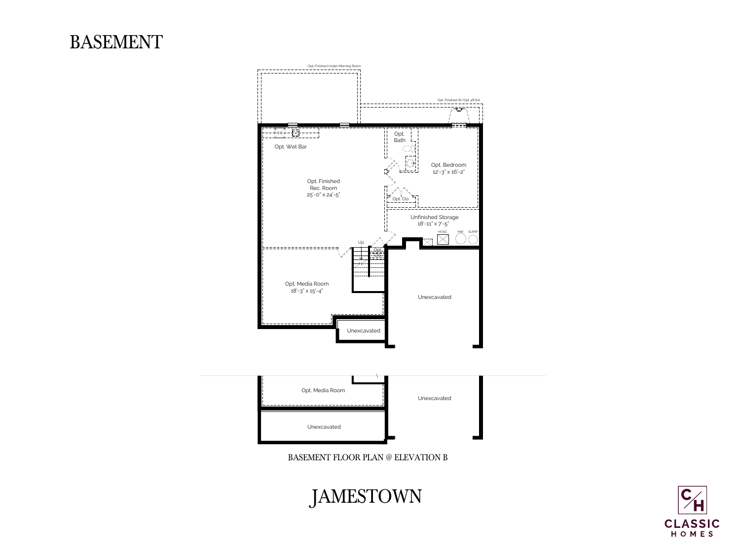# BASEMENT

Opt. Finished Under Morning Room

Opt. Finished W/ Opt. 4ft Ext

Opt. Wet Bar

Opt. Bath

Opt. Bedroom
12'-3" x 16'-2"

Opt. Finished
Rec. Room
25'-0" x 24'-5"

Opt. Clo

Unfinished Storage
18'-11" x 7'-5"

HVAC HW SUMP

Up

Opt. Clo

Opt. Media Room
18'-3" x 15'-4"

Unexcavated

Unexcavated

Opt. Media Room

Unexcavated

Unexcavated

BASEMENT FLOOR PLAN @ ELEVATION B

JAMESTOWN

CLASSIC HOMES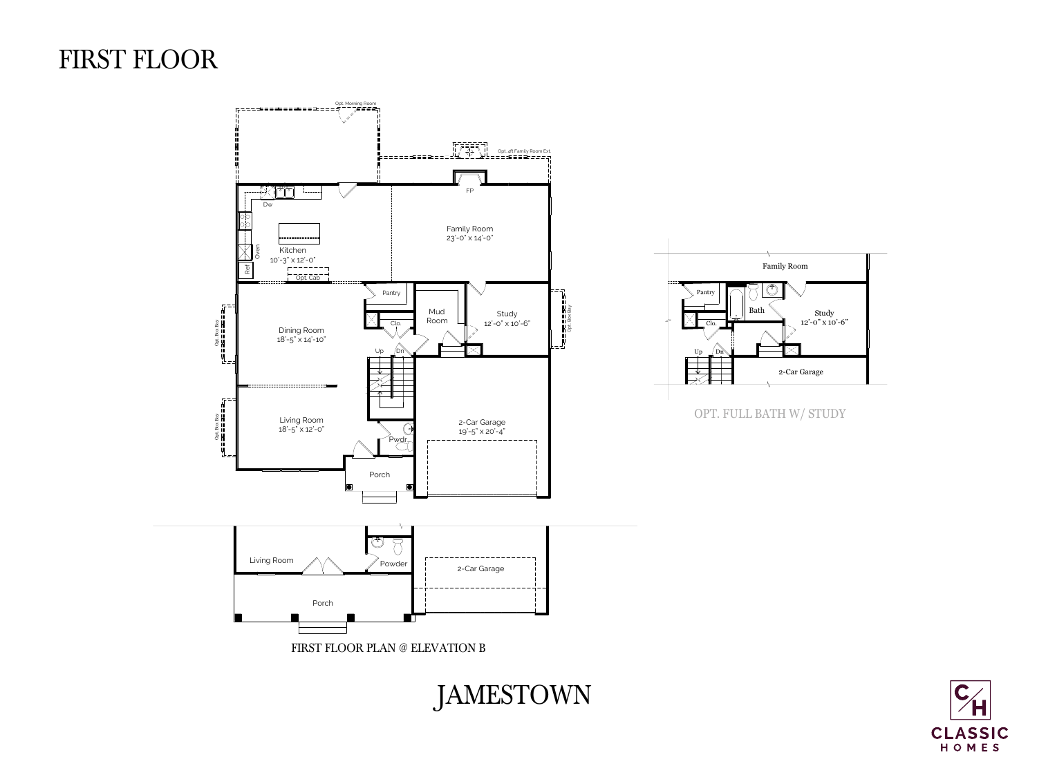# FIRST FLOOR

Opt. Morning Room

Opt. 4ft Family Room Ext.

FP

Family Room
23'-0" x 14'-0"

Dw

Oven

Ref

Kitchen
10'-3" x 12'-0"

Opt. Cab

Pantry

Clo.

Mud Room

Study
12'-0" x 10'-6"

Opt. Box Bay

Dining Room
18'-5" x 14'-10"

Up

Dn

Living Room
18'-5" x 12'-0"

Pwdr

2-Car Garage
19'-5" x 20'-4"

Porch

Living Room

Powder

2-Car Garage

Porch

FIRST FLOOR PLAN @ ELEVATION B

Family Room

Pantry

Clo.

Bath

Study
12'-0" x 10'-6"

Up

Dn

2-Car Garage

OPT. FULL BATH W/ STUDY

# JAMESTOWN

CLASSIC HOMES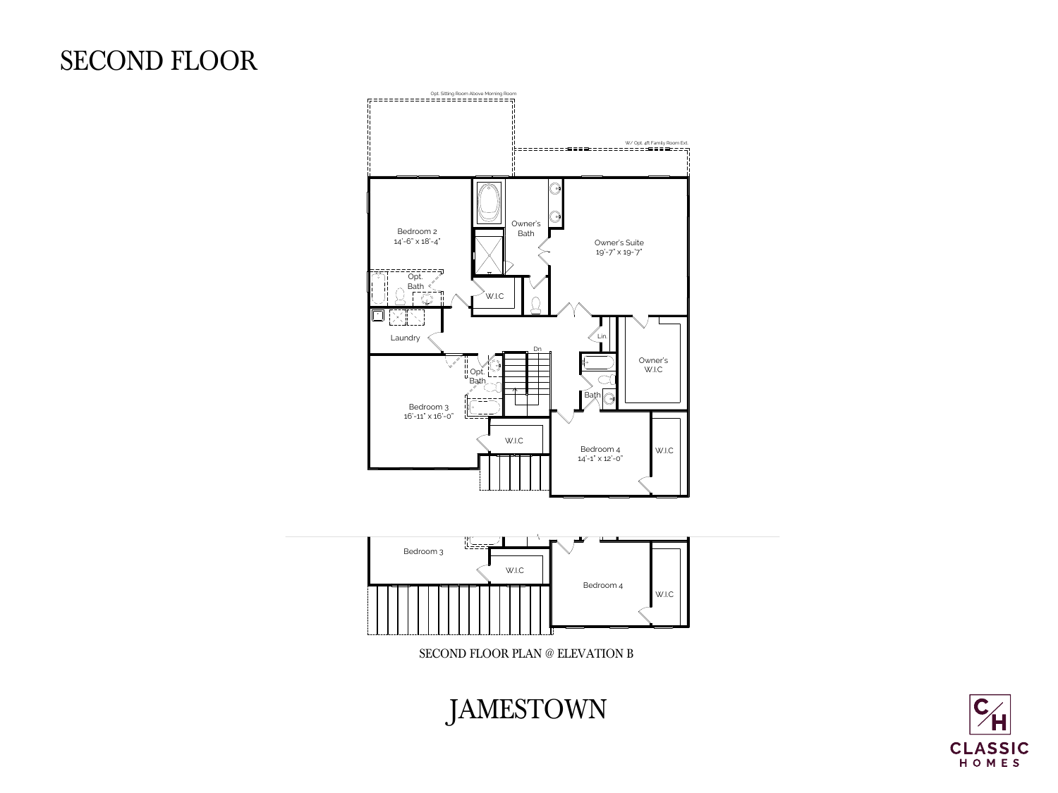# SECOND FLOOR

Opt. Sitting Room Above Morning Room

W/ Opt. 4ft Family Room Ext.

Bedroom 2
14'-6" x 18'-4"

Owner's Bath

Owner's Suite
19'-7" x 19'-7"

Opt. Bath

W.I.C

Laundry

Dn

Lin.

Owner's W.I.C

Opt. Bath

Bath

Bedroom 3
16'-11" x 16'-0"

W.I.C

Bedroom 4
14'-1" x 12'-0"

W.I.C

Bedroom 3

W.I.C

Bedroom 4

W.I.C

SECOND FLOOR PLAN @ ELEVATION B

# JAMESTOWN

C/H
CLASSIC HOMES